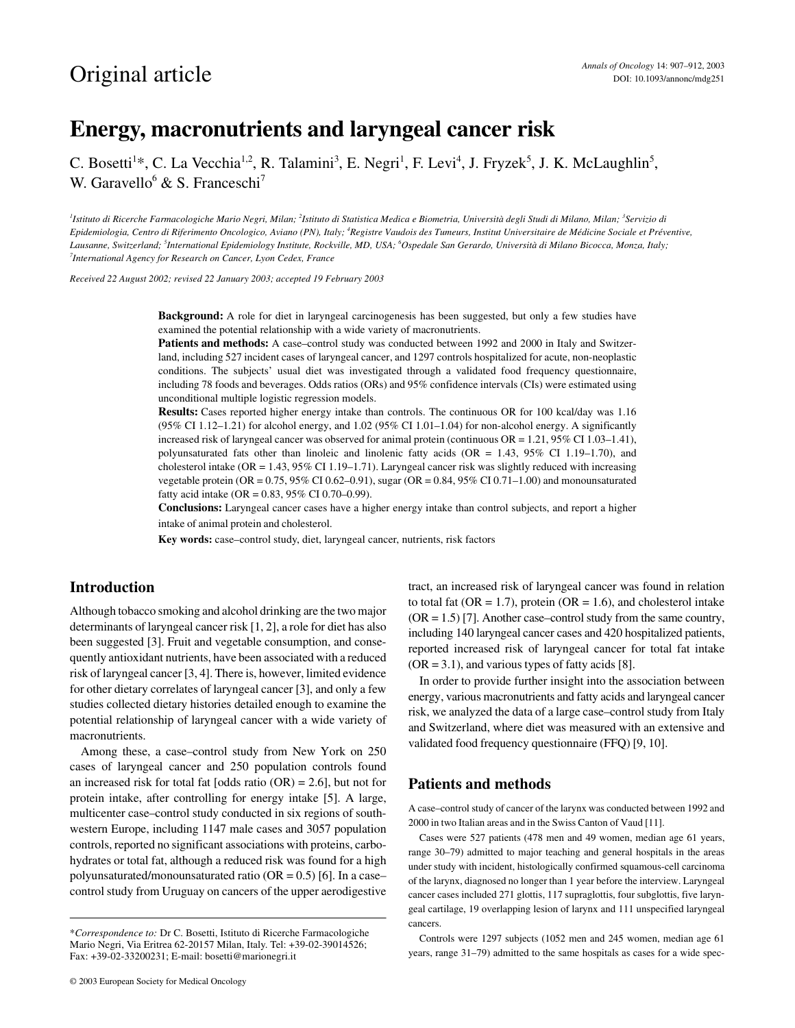Original article

# Energy, macronutrients and laryngeal cancer risk

C. Bosetti[1]*, C. La Vecchia[1,2], R. Talamini[3], E. Negri[1], F. Levi[4], J. Fryzek[5], J. K. McLaughlin[5], W. Garavello[6] & S. Franceschi[7]

*[1]Istituto di Ricerche Farmacologiche Mario Negri, Milan; [2]Istituto di Statistica Medica e Biometria, Università degli Studi di Milano, Milan; [3]Servizio di Epidemiologia, Centro di Riferimento Oncologico, Aviano (PN), Italy; [4]Registre Vaudois des Tumeurs, Institut Universitaire de Médicine Sociale et Préventive, Lausanne, Switzerland; [5]International Epidemiology Institute, Rockville, MD, USA; [6]Ospedale San Gerardo, Università di Milano Bicocca, Monza, Italy; [7]International Agency for Research on Cancer, Lyon Cedex, France*

*Received 22 August 2002; revised 22 January 2003; accepted 19 February 2003*

**Background:** A role for diet in laryngeal carcinogenesis has been suggested, but only a few studies have examined the potential relationship with a wide variety of macronutrients.

**Patients and methods:** A case–control study was conducted between 1992 and 2000 in Italy and Switzerland, including 527 incident cases of laryngeal cancer, and 1297 controls hospitalized for acute, non-neoplastic conditions. The subjects' usual diet was investigated through a validated food frequency questionnaire, including 78 foods and beverages. Odds ratios (ORs) and 95% confidence intervals (CIs) were estimated using unconditional multiple logistic regression models.

**Results:** Cases reported higher energy intake than controls. The continuous OR for 100 kcal/day was 1.16 (95% CI 1.12–1.21) for alcohol energy, and 1.02 (95% CI 1.01–1.04) for non-alcohol energy. A significantly increased risk of laryngeal cancer was observed for animal protein (continuous OR = 1.21, 95% CI 1.03–1.41), polyunsaturated fats other than linoleic and linolenic fatty acids (OR = 1.43, 95% CI 1.19–1.70), and cholesterol intake (OR = 1.43, 95% CI 1.19–1.71). Laryngeal cancer risk was slightly reduced with increasing vegetable protein (OR = 0.75, 95% CI 0.62–0.91), sugar (OR = 0.84, 95% CI 0.71–1.00) and monounsaturated fatty acid intake (OR = 0.83, 95% CI 0.70–0.99).

**Conclusions:** Laryngeal cancer cases have a higher energy intake than control subjects, and report a higher intake of animal protein and cholesterol.

**Key words:** case–control study, diet, laryngeal cancer, nutrients, risk factors

## Introduction

Although tobacco smoking and alcohol drinking are the two major determinants of laryngeal cancer risk [1, 2], a role for diet has also been suggested [3]. Fruit and vegetable consumption, and consequently antioxidant nutrients, have been associated with a reduced risk of laryngeal cancer [3, 4]. There is, however, limited evidence for other dietary correlates of laryngeal cancer [3], and only a few studies collected dietary histories detailed enough to examine the potential relationship of laryngeal cancer with a wide variety of macronutrients.

Among these, a case–control study from New York on 250 cases of laryngeal cancer and 250 population controls found an increased risk for total fat [odds ratio (OR) = 2.6], but not for protein intake, after controlling for energy intake [5]. A large, multicenter case–control study conducted in six regions of southwestern Europe, including 1147 male cases and 3057 population controls, reported no significant associations with proteins, carbohydrates or total fat, although a reduced risk was found for a high polyunsaturated/monounsaturated ratio (OR = 0.5) [6]. In a case–control study from Uruguay on cancers of the upper aerodigestive tract, an increased risk of laryngeal cancer was found in relation to total fat (OR = 1.7), protein (OR = 1.6), and cholesterol intake (OR = 1.5) [7]. Another case–control study from the same country, including 140 laryngeal cancer cases and 420 hospitalized patients, reported increased risk of laryngeal cancer for total fat intake (OR = 3.1), and various types of fatty acids [8].

In order to provide further insight into the association between energy, various macronutrients and fatty acids and laryngeal cancer risk, we analyzed the data of a large case–control study from Italy and Switzerland, where diet was measured with an extensive and validated food frequency questionnaire (FFQ) [9, 10].

## Patients and methods

A case–control study of cancer of the larynx was conducted between 1992 and 2000 in two Italian areas and in the Swiss Canton of Vaud [11].

Cases were 527 patients (478 men and 49 women, median age 61 years, range 30–79) admitted to major teaching and general hospitals in the areas under study with incident, histologically confirmed squamous-cell carcinoma of the larynx, diagnosed no longer than 1 year before the interview. Laryngeal cancer cases included 271 glottis, 117 supraglottis, four subglottis, five laryngeal cartilage, 19 overlapping lesion of larynx and 111 unspecified laryngeal cancers.

Controls were 1297 subjects (1052 men and 245 women, median age 61 years, range 31–79) admitted to the same hospitals as cases for a wide spec-

*Correspondence to: Dr C. Bosetti, Istituto di Ricerche Farmacologiche Mario Negri, Via Eritrea 62-20157 Milan, Italy. Tel: +39-02-39014526; Fax: +39-02-33200231; E-mail: bosetti@marionegri.it

© 2003 European Society for Medical Oncology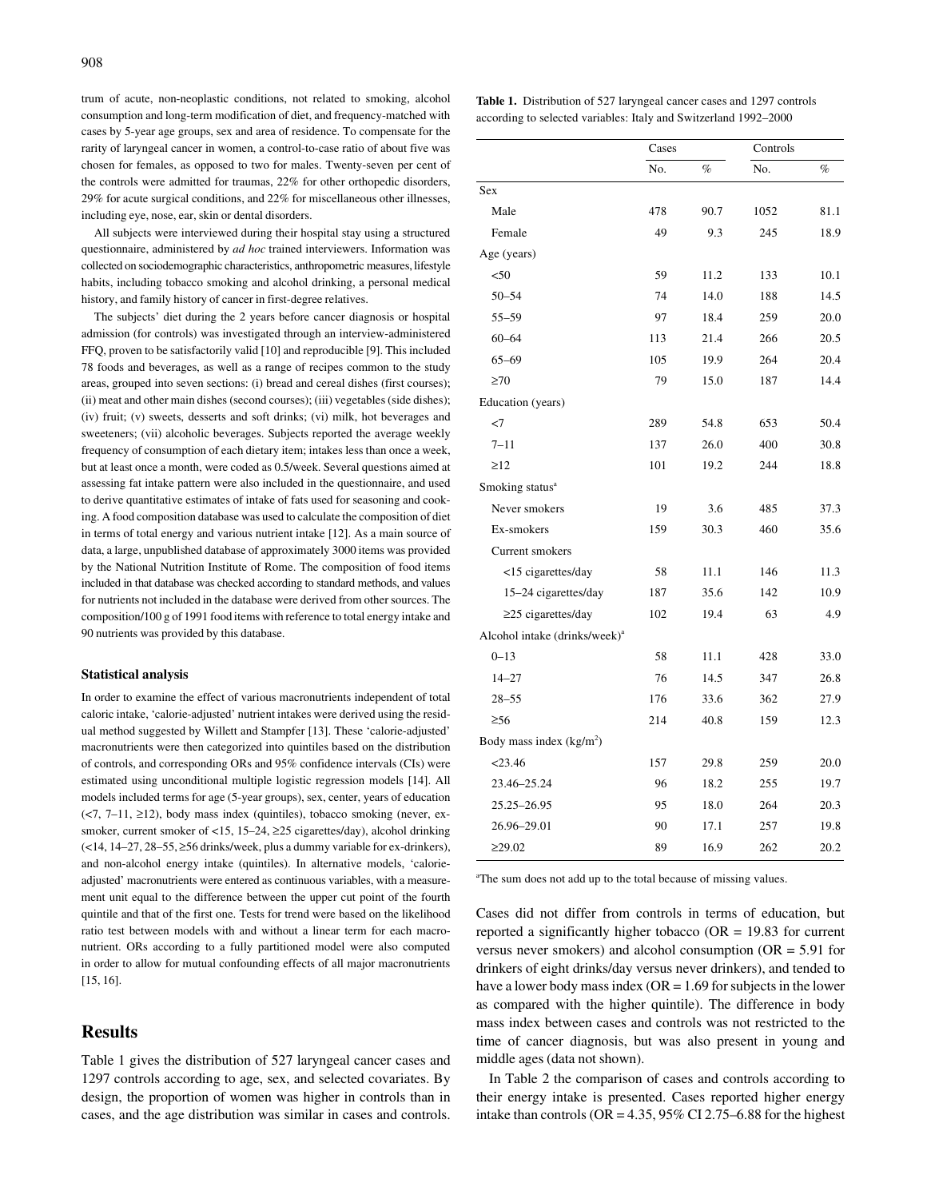trum of acute, non-neoplastic conditions, not related to smoking, alcohol consumption and long-term modification of diet, and frequency-matched with cases by 5-year age groups, sex and area of residence. To compensate for the rarity of laryngeal cancer in women, a control-to-case ratio of about five was chosen for females, as opposed to two for males. Twenty-seven per cent of the controls were admitted for traumas, 22% for other orthopedic disorders, 29% for acute surgical conditions, and 22% for miscellaneous other illnesses, including eye, nose, ear, skin or dental disorders.

All subjects were interviewed during their hospital stay using a structured questionnaire, administered by *ad hoc* trained interviewers. Information was collected on sociodemographic characteristics, anthropometric measures, lifestyle habits, including tobacco smoking and alcohol drinking, a personal medical history, and family history of cancer in first-degree relatives.

The subjects' diet during the 2 years before cancer diagnosis or hospital admission (for controls) was investigated through an interview-administered FFQ, proven to be satisfactorily valid [10] and reproducible [9]. This included 78 foods and beverages, as well as a range of recipes common to the study areas, grouped into seven sections: (i) bread and cereal dishes (first courses); (ii) meat and other main dishes (second courses); (iii) vegetables (side dishes); (iv) fruit; (v) sweets, desserts and soft drinks; (vi) milk, hot beverages and sweeteners; (vii) alcoholic beverages. Subjects reported the average weekly frequency of consumption of each dietary item; intakes less than once a week, but at least once a month, were coded as 0.5/week. Several questions aimed at assessing fat intake pattern were also included in the questionnaire, and used to derive quantitative estimates of intake of fats used for seasoning and cooking. A food composition database was used to calculate the composition of diet in terms of total energy and various nutrient intake [12]. As a main source of data, a large, unpublished database of approximately 3000 items was provided by the National Nutrition Institute of Rome. The composition of food items included in that database was checked according to standard methods, and values for nutrients not included in the database were derived from other sources. The composition/100 g of 1991 food items with reference to total energy intake and 90 nutrients was provided by this database.

### Statistical analysis

In order to examine the effect of various macronutrients independent of total caloric intake, 'calorie-adjusted' nutrient intakes were derived using the residual method suggested by Willett and Stampfer [13]. These 'calorie-adjusted' macronutrients were then categorized into quintiles based on the distribution of controls, and corresponding ORs and 95% confidence intervals (CIs) were estimated using unconditional multiple logistic regression models [14]. All models included terms for age (5-year groups), sex, center, years of education (<7, 7–11, ≥12), body mass index (quintiles), tobacco smoking (never, ex-smoker, current smoker of <15, 15–24, ≥25 cigarettes/day), alcohol drinking (<14, 14–27, 28–55, ≥56 drinks/week, plus a dummy variable for ex-drinkers), and non-alcohol energy intake (quintiles). In alternative models, 'calorie-adjusted' macronutrients were entered as continuous variables, with a measurement unit equal to the difference between the upper cut point of the fourth quintile and that of the first one. Tests for trend were based on the likelihood ratio test between models with and without a linear term for each macronutrient. ORs according to a fully partitioned model were also computed in order to allow for mutual confounding effects of all major macronutrients [15, 16].

## Results

Table 1 gives the distribution of 527 laryngeal cancer cases and 1297 controls according to age, sex, and selected covariates. By design, the proportion of women was higher in controls than in cases, and the age distribution was similar in cases and controls. Cases did not differ from controls in terms of education, but reported a significantly higher tobacco (OR = 19.83 for current versus never smokers) and alcohol consumption (OR = 5.91 for drinkers of eight drinks/day versus never drinkers), and tended to have a lower body mass index (OR = 1.69 for subjects in the lower as compared with the higher quintile). The difference in body mass index between cases and controls was not restricted to the time of cancer diagnosis, but was also present in young and middle ages (data not shown).

In Table 2 the comparison of cases and controls according to their energy intake is presented. Cases reported higher energy intake than controls (OR = 4.35, 95% CI 2.75–6.88 for the highest

**Table 1.** Distribution of 527 laryngeal cancer cases and 1297 controls according to selected variables: Italy and Switzerland 1992–2000

| | Cases | | Controls | |
|---|---|---|---|---|
| | No. | % | No. | % |
| Sex | | | | |
| Male | 478 | 90.7 | 1052 | 81.1 |
| Female | 49 | 9.3 | 245 | 18.9 |
| Age (years) | | | | |
| <50 | 59 | 11.2 | 133 | 10.1 |
| 50–54 | 74 | 14.0 | 188 | 14.5 |
| 55–59 | 97 | 18.4 | 259 | 20.0 |
| 60–64 | 113 | 21.4 | 266 | 20.5 |
| 65–69 | 105 | 19.9 | 264 | 20.4 |
| ≥70 | 79 | 15.0 | 187 | 14.4 |
| Education (years) | | | | |
| <7 | 289 | 54.8 | 653 | 50.4 |
| 7–11 | 137 | 26.0 | 400 | 30.8 |
| ≥12 | 101 | 19.2 | 244 | 18.8 |
| Smoking status[a] | | | | |
| Never smokers | 19 | 3.6 | 485 | 37.3 |
| Ex-smokers | 159 | 30.3 | 460 | 35.6 |
| Current smokers | | | | |
| <15 cigarettes/day | 58 | 11.1 | 146 | 11.3 |
| 15–24 cigarettes/day | 187 | 35.6 | 142 | 10.9 |
| ≥25 cigarettes/day | 102 | 19.4 | 63 | 4.9 |
| Alcohol intake (drinks/week)[a] | | | | |
| 0–13 | 58 | 11.1 | 428 | 33.0 |
| 14–27 | 76 | 14.5 | 347 | 26.8 |
| 28–55 | 176 | 33.6 | 362 | 27.9 |
| ≥56 | 214 | 40.8 | 159 | 12.3 |
| Body mass index (kg/m$^2$) | | | | |
| <23.46 | 157 | 29.8 | 259 | 20.0 |
| 23.46–25.24 | 96 | 18.2 | 255 | 19.7 |
| 25.25–26.95 | 95 | 18.0 | 264 | 20.3 |
| 26.96–29.01 | 90 | 17.1 | 257 | 19.8 |
| ≥29.02 | 89 | 16.9 | 262 | 20.2 |

[a]The sum does not add up to the total because of missing values.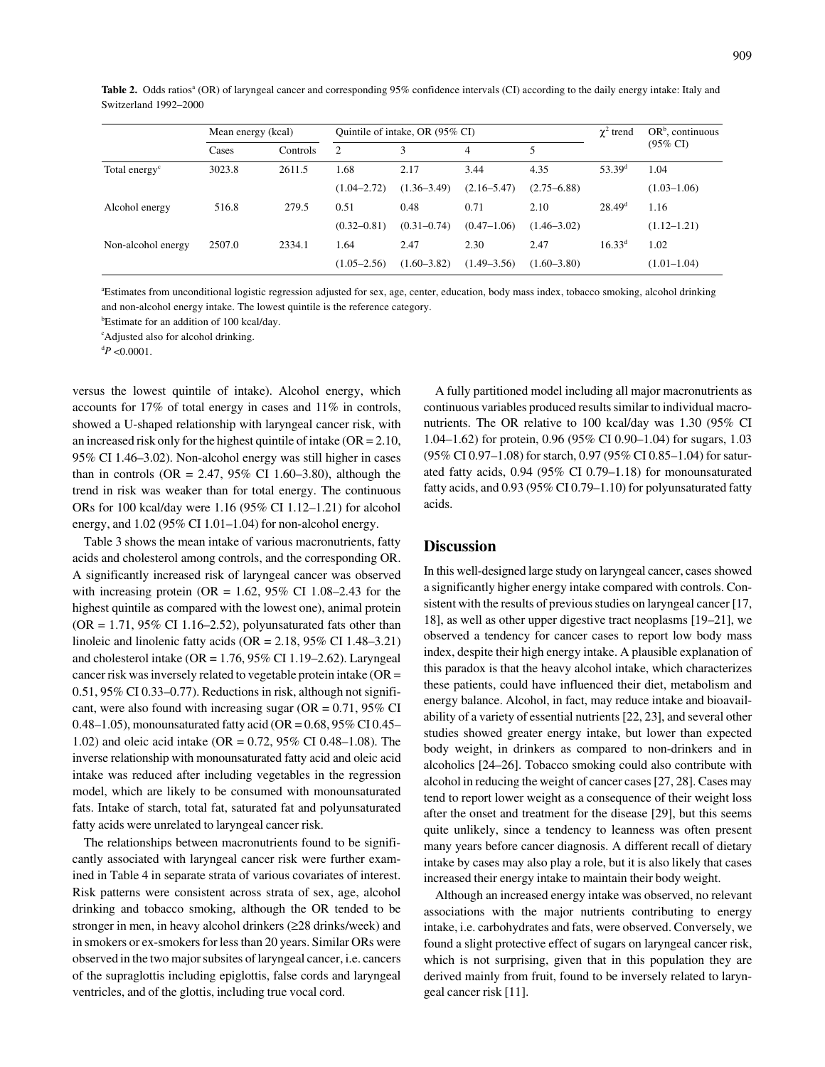**Table 2.** Odds ratios[a] (OR) of laryngeal cancer and corresponding 95% confidence intervals (CI) according to the daily energy intake: Italy and Switzerland 1992–2000

| | Mean energy (kcal) | | Quintile of intake, OR (95% CI) | | | | $\chi^2$ trend | OR[b], continuous (95% CI) |
|---|---|---|---|---|---|---|---|---|
| | Cases | Controls | 2 | 3 | 4 | 5 | | |
| Total energy[c] | 3023.8 | 2611.5 | 1.68 | 2.17 | 3.44 | 4.35 | 53.39[d] | 1.04 |
| | | | (1.04–2.72) | (1.36–3.49) | (2.16–5.47) | (2.75–6.88) | | (1.03–1.06) |
| Alcohol energy | 516.8 | 279.5 | 0.51 | 0.48 | 0.71 | 2.10 | 28.49[d] | 1.16 |
| | | | (0.32–0.81) | (0.31–0.74) | (0.47–1.06) | (1.46–3.02) | | (1.12–1.21) |
| Non-alcohol energy | 2507.0 | 2334.1 | 1.64 | 2.47 | 2.30 | 2.47 | 16.33[d] | 1.02 |
| | | | (1.05–2.56) | (1.60–3.82) | (1.49–3.56) | (1.60–3.80) | | (1.01–1.04) |

[a]Estimates from unconditional logistic regression adjusted for sex, age, center, education, body mass index, tobacco smoking, alcohol drinking and non-alcohol energy intake. The lowest quintile is the reference category.

[b]Estimate for an addition of 100 kcal/day.

[c]Adjusted also for alcohol drinking.

[d]$P < 0.0001$.

versus the lowest quintile of intake). Alcohol energy, which accounts for 17% of total energy in cases and 11% in controls, showed a U-shaped relationship with laryngeal cancer risk, with an increased risk only for the highest quintile of intake (OR = 2.10, 95% CI 1.46–3.02). Non-alcohol energy was still higher in cases than in controls (OR = 2.47, 95% CI 1.60–3.80), although the trend in risk was weaker than for total energy. The continuous ORs for 100 kcal/day were 1.16 (95% CI 1.12–1.21) for alcohol energy, and 1.02 (95% CI 1.01–1.04) for non-alcohol energy.

Table 3 shows the mean intake of various macronutrients, fatty acids and cholesterol among controls, and the corresponding OR. A significantly increased risk of laryngeal cancer was observed with increasing protein (OR = 1.62, 95% CI 1.08–2.43 for the highest quintile as compared with the lowest one), animal protein (OR = 1.71, 95% CI 1.16–2.52), polyunsaturated fats other than linoleic and linolenic fatty acids (OR = 2.18, 95% CI 1.48–3.21) and cholesterol intake (OR = 1.76, 95% CI 1.19–2.62). Laryngeal cancer risk was inversely related to vegetable protein intake (OR = 0.51, 95% CI 0.33–0.77). Reductions in risk, although not significant, were also found with increasing sugar (OR = 0.71, 95% CI 0.48–1.05), monounsaturated fatty acid (OR = 0.68, 95% CI 0.45–1.02) and oleic acid intake (OR = 0.72, 95% CI 0.48–1.08). The inverse relationship with monounsaturated fatty acid and oleic acid intake was reduced after including vegetables in the regression model, which are likely to be consumed with monounsaturated fats. Intake of starch, total fat, saturated fat and polyunsaturated fatty acids were unrelated to laryngeal cancer risk.

The relationships between macronutrients found to be significantly associated with laryngeal cancer risk were further examined in Table 4 in separate strata of various covariates of interest. Risk patterns were consistent across strata of sex, age, alcohol drinking and tobacco smoking, although the OR tended to be stronger in men, in heavy alcohol drinkers (≥28 drinks/week) and in smokers or ex-smokers for less than 20 years. Similar ORs were observed in the two major subsites of laryngeal cancer, i.e. cancers of the supraglottis including epiglottis, false cords and laryngeal ventricles, and of the glottis, including true vocal cord.

A fully partitioned model including all major macronutrients as continuous variables produced results similar to individual macronutrients. The OR relative to 100 kcal/day was 1.30 (95% CI 1.04–1.62) for protein, 0.96 (95% CI 0.90–1.04) for sugars, 1.03 (95% CI 0.97–1.08) for starch, 0.97 (95% CI 0.85–1.04) for saturated fatty acids, 0.94 (95% CI 0.79–1.18) for monounsaturated fatty acids, and 0.93 (95% CI 0.79–1.10) for polyunsaturated fatty acids.

## Discussion

In this well-designed large study on laryngeal cancer, cases showed a significantly higher energy intake compared with controls. Consistent with the results of previous studies on laryngeal cancer [17, 18], as well as other upper digestive tract neoplasms [19–21], we observed a tendency for cancer cases to report low body mass index, despite their high energy intake. A plausible explanation of this paradox is that the heavy alcohol intake, which characterizes these patients, could have influenced their diet, metabolism and energy balance. Alcohol, in fact, may reduce intake and bioavailability of a variety of essential nutrients [22, 23], and several other studies showed greater energy intake, but lower than expected body weight, in drinkers as compared to non-drinkers and in alcoholics [24–26]. Tobacco smoking could also contribute with alcohol in reducing the weight of cancer cases [27, 28]. Cases may tend to report lower weight as a consequence of their weight loss after the onset and treatment for the disease [29], but this seems quite unlikely, since a tendency to leanness was often present many years before cancer diagnosis. A different recall of dietary intake by cases may also play a role, but it is also likely that cases increased their energy intake to maintain their body weight.

Although an increased energy intake was observed, no relevant associations with the major nutrients contributing to energy intake, i.e. carbohydrates and fats, were observed. Conversely, we found a slight protective effect of sugars on laryngeal cancer risk, which is not surprising, given that in this population they are derived mainly from fruit, found to be inversely related to laryngeal cancer risk [11].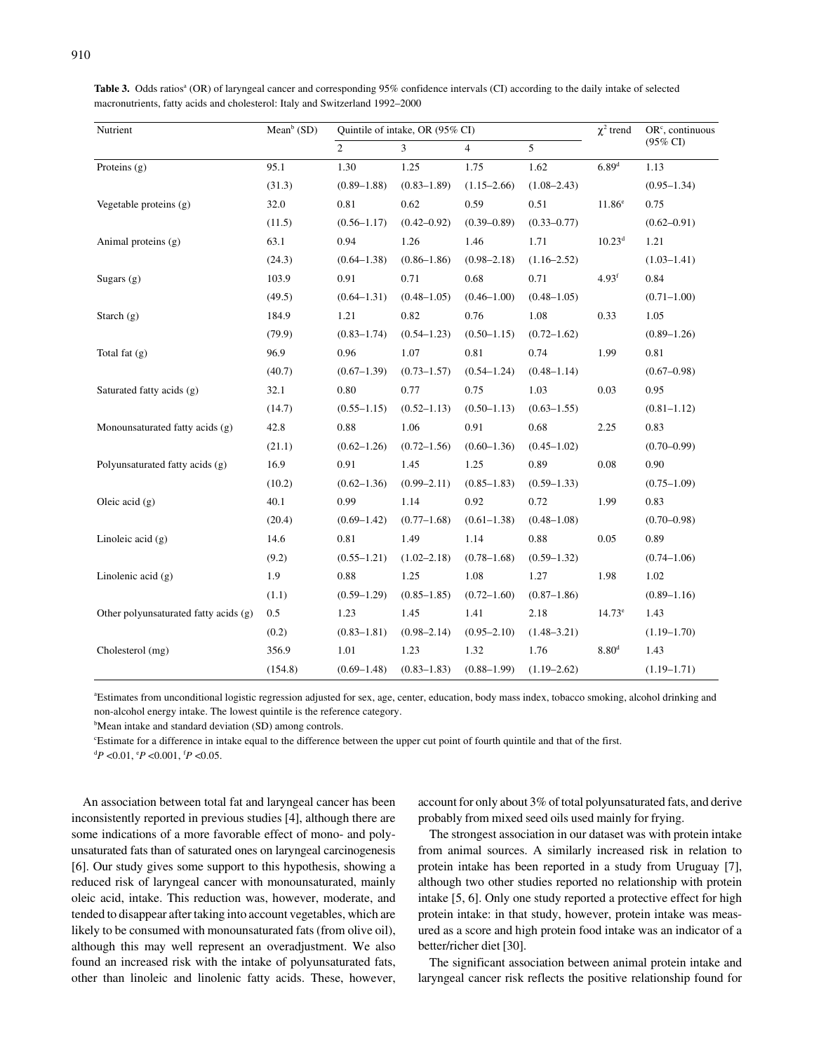**Table 3.** Odds ratios[a] (OR) of laryngeal cancer and corresponding 95% confidence intervals (CI) according to the daily intake of selected macronutrients, fatty acids and cholesterol: Italy and Switzerland 1992–2000

| Nutrient | Mean[b] (SD) | Quintile of intake, OR (95% CI) | | | | $\chi^2$ trend | OR[c], continuous (95% CI) |
|---|---|---|---|---|---|---|---|
| | | 2 | 3 | 4 | 5 | | |
| Proteins (g) | 95.1 | 1.30 | 1.25 | 1.75 | 1.62 | 6.89[d] | 1.13 |
| | (31.3) | (0.89–1.88) | (0.83–1.89) | (1.15–2.66) | (1.08–2.43) | | (0.95–1.34) |
| Vegetable proteins (g) | 32.0 | 0.81 | 0.62 | 0.59 | 0.51 | 11.86[e] | 0.75 |
| | (11.5) | (0.56–1.17) | (0.42–0.92) | (0.39–0.89) | (0.33–0.77) | | (0.62–0.91) |
| Animal proteins (g) | 63.1 | 0.94 | 1.26 | 1.46 | 1.71 | 10.23[d] | 1.21 |
| | (24.3) | (0.64–1.38) | (0.86–1.86) | (0.98–2.18) | (1.16–2.52) | | (1.03–1.41) |
| Sugars (g) | 103.9 | 0.91 | 0.71 | 0.68 | 0.71 | 4.93[f] | 0.84 |
| | (49.5) | (0.64–1.31) | (0.48–1.05) | (0.46–1.00) | (0.48–1.05) | | (0.71–1.00) |
| Starch (g) | 184.9 | 1.21 | 0.82 | 0.76 | 1.08 | 0.33 | 1.05 |
| | (79.9) | (0.83–1.74) | (0.54–1.23) | (0.50–1.15) | (0.72–1.62) | | (0.89–1.26) |
| Total fat (g) | 96.9 | 0.96 | 1.07 | 0.81 | 0.74 | 1.99 | 0.81 |
| | (40.7) | (0.67–1.39) | (0.73–1.57) | (0.54–1.24) | (0.48–1.14) | | (0.67–0.98) |
| Saturated fatty acids (g) | 32.1 | 0.80 | 0.77 | 0.75 | 1.03 | 0.03 | 0.95 |
| | (14.7) | (0.55–1.15) | (0.52–1.13) | (0.50–1.13) | (0.63–1.55) | | (0.81–1.12) |
| Monounsaturated fatty acids (g) | 42.8 | 0.88 | 1.06 | 0.91 | 0.68 | 2.25 | 0.83 |
| | (21.1) | (0.62–1.26) | (0.72–1.56) | (0.60–1.36) | (0.45–1.02) | | (0.70–0.99) |
| Polyunsaturated fatty acids (g) | 16.9 | 0.91 | 1.45 | 1.25 | 0.89 | 0.08 | 0.90 |
| | (10.2) | (0.62–1.36) | (0.99–2.11) | (0.85–1.83) | (0.59–1.33) | | (0.75–1.09) |
| Oleic acid (g) | 40.1 | 0.99 | 1.14 | 0.92 | 0.72 | 1.99 | 0.83 |
| | (20.4) | (0.69–1.42) | (0.77–1.68) | (0.61–1.38) | (0.48–1.08) | | (0.70–0.98) |
| Linoleic acid (g) | 14.6 | 0.81 | 1.49 | 1.14 | 0.88 | 0.05 | 0.89 |
| | (9.2) | (0.55–1.21) | (1.02–2.18) | (0.78–1.68) | (0.59–1.32) | | (0.74–1.06) |
| Linolenic acid (g) | 1.9 | 0.88 | 1.25 | 1.08 | 1.27 | 1.98 | 1.02 |
| | (1.1) | (0.59–1.29) | (0.85–1.85) | (0.72–1.60) | (0.87–1.86) | | (0.89–1.16) |
| Other polyunsaturated fatty acids (g) | 0.5 | 1.23 | 1.45 | 1.41 | 2.18 | 14.73[e] | 1.43 |
| | (0.2) | (0.83–1.81) | (0.98–2.14) | (0.95–2.10) | (1.48–3.21) | | (1.19–1.70) |
| Cholesterol (mg) | 356.9 | 1.01 | 1.23 | 1.32 | 1.76 | 8.80[d] | 1.43 |
| | (154.8) | (0.69–1.48) | (0.83–1.83) | (0.88–1.99) | (1.19–2.62) | | (1.19–1.71) |

[a]Estimates from unconditional logistic regression adjusted for sex, age, center, education, body mass index, tobacco smoking, alcohol drinking and non-alcohol energy intake. The lowest quintile is the reference category.
[b]Mean intake and standard deviation (SD) among controls.
[c]Estimate for a difference in intake equal to the difference between the upper cut point of fourth quintile and that of the first.
[d]$P < 0.01$, [e]$P < 0.001$, [f]$P < 0.05$.

An association between total fat and laryngeal cancer has been inconsistently reported in previous studies [4], although there are some indications of a more favorable effect of mono- and polyunsaturated fats than of saturated ones on laryngeal carcinogenesis [6]. Our study gives some support to this hypothesis, showing a reduced risk of laryngeal cancer with monounsaturated, mainly oleic acid, intake. This reduction was, however, moderate, and tended to disappear after taking into account vegetables, which are likely to be consumed with monounsaturated fats (from olive oil), although this may well represent an overadjustment. We also found an increased risk with the intake of polyunsaturated fats, other than linoleic and linolenic fatty acids. These, however, account for only about 3% of total polyunsaturated fats, and derive probably from mixed seed oils used mainly for frying.

The strongest association in our dataset was with protein intake from animal sources. A similarly increased risk in relation to protein intake has been reported in a study from Uruguay [7], although two other studies reported no relationship with protein intake [5, 6]. Only one study reported a protective effect for high protein intake: in that study, however, protein intake was measured as a score and high protein food intake was an indicator of a better/richer diet [30].

The significant association between animal protein intake and laryngeal cancer risk reflects the positive relationship found for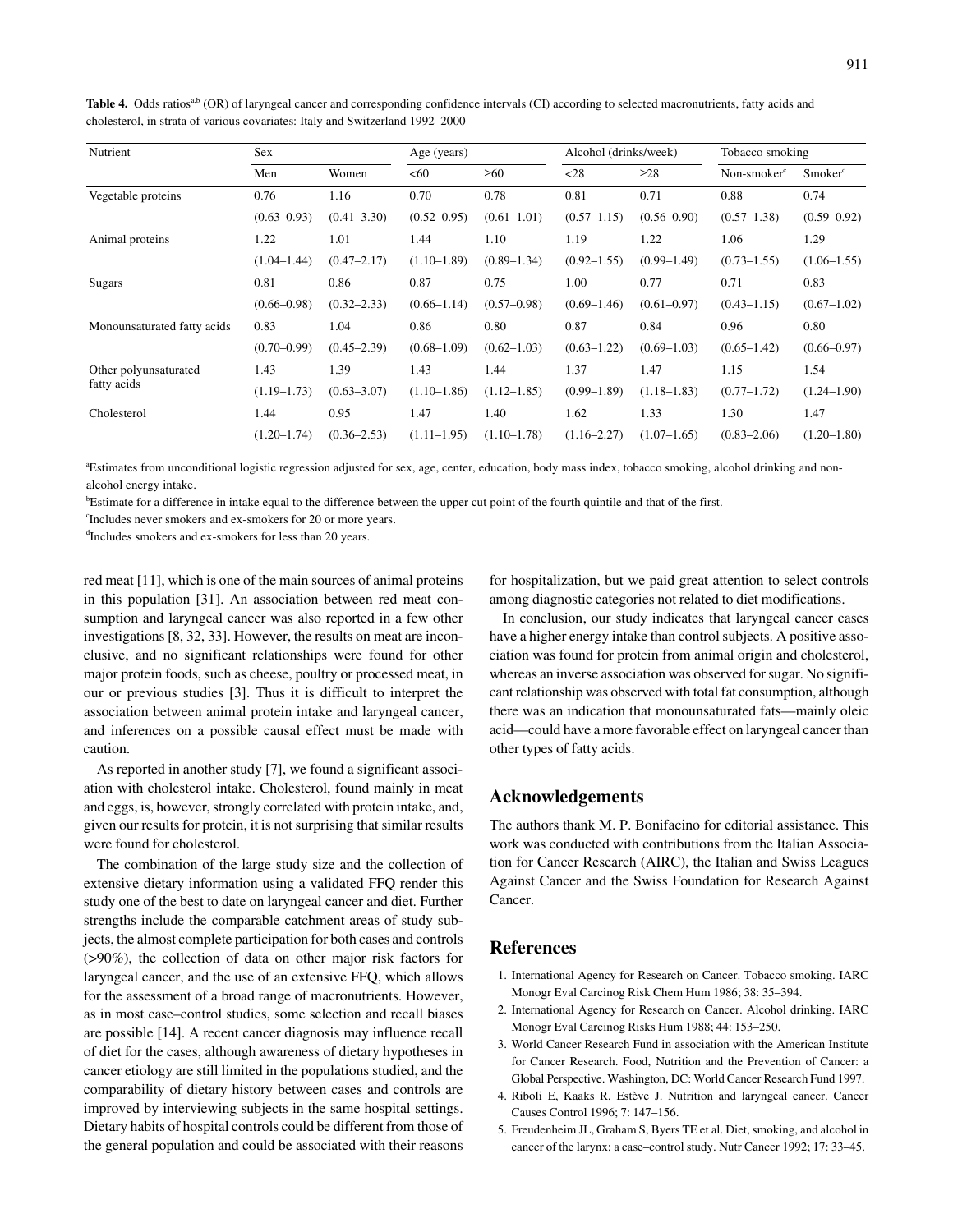**Table 4.** Odds ratios[a,b] (OR) of laryngeal cancer and corresponding confidence intervals (CI) according to selected macronutrients, fatty acids and cholesterol, in strata of various covariates: Italy and Switzerland 1992–2000

| Nutrient | Sex | | Age (years) | | Alcohol (drinks/week) | | Tobacco smoking | |
|---|---|---|---|---|---|---|---|---|
| | Men | Women | <60 | ≥60 | <28 | ≥28 | Non-smoker[c] | Smoker[d] |
| Vegetable proteins | 0.76 | 1.16 | 0.70 | 0.78 | 0.81 | 0.71 | 0.88 | 0.74 |
| | (0.63–0.93) | (0.41–3.30) | (0.52–0.95) | (0.61–1.01) | (0.57–1.15) | (0.56–0.90) | (0.57–1.38) | (0.59–0.92) |
| Animal proteins | 1.22 | 1.01 | 1.44 | 1.10 | 1.19 | 1.22 | 1.06 | 1.29 |
| | (1.04–1.44) | (0.47–2.17) | (1.10–1.89) | (0.89–1.34) | (0.92–1.55) | (0.99–1.49) | (0.73–1.55) | (1.06–1.55) |
| Sugars | 0.81 | 0.86 | 0.87 | 0.75 | 1.00 | 0.77 | 0.71 | 0.83 |
| | (0.66–0.98) | (0.32–2.33) | (0.66–1.14) | (0.57–0.98) | (0.69–1.46) | (0.61–0.97) | (0.43–1.15) | (0.67–1.02) |
| Monounsaturated fatty acids | 0.83 | 1.04 | 0.86 | 0.80 | 0.87 | 0.84 | 0.96 | 0.80 |
| | (0.70–0.99) | (0.45–2.39) | (0.68–1.09) | (0.62–1.03) | (0.63–1.22) | (0.69–1.03) | (0.65–1.42) | (0.66–0.97) |
| Other polyunsaturated fatty acids | 1.43 | 1.39 | 1.43 | 1.44 | 1.37 | 1.47 | 1.15 | 1.54 |
| | (1.19–1.73) | (0.63–3.07) | (1.10–1.86) | (1.12–1.85) | (0.99–1.89) | (1.18–1.83) | (0.77–1.72) | (1.24–1.90) |
| Cholesterol | 1.44 | 0.95 | 1.47 | 1.40 | 1.62 | 1.33 | 1.30 | 1.47 |
| | (1.20–1.74) | (0.36–2.53) | (1.11–1.95) | (1.10–1.78) | (1.16–2.27) | (1.07–1.65) | (0.83–2.06) | (1.20–1.80) |

[a]Estimates from unconditional logistic regression adjusted for sex, age, center, education, body mass index, tobacco smoking, alcohol drinking and non-alcohol energy intake.

[b]Estimate for a difference in intake equal to the difference between the upper cut point of the fourth quintile and that of the first.

[c]Includes never smokers and ex-smokers for 20 or more years.

[d]Includes smokers and ex-smokers for less than 20 years.

red meat [11], which is one of the main sources of animal proteins in this population [31]. An association between red meat consumption and laryngeal cancer was also reported in a few other investigations [8, 32, 33]. However, the results on meat are inconclusive, and no significant relationships were found for other major protein foods, such as cheese, poultry or processed meat, in our or previous studies [3]. Thus it is difficult to interpret the association between animal protein intake and laryngeal cancer, and inferences on a possible causal effect must be made with caution.

As reported in another study [7], we found a significant association with cholesterol intake. Cholesterol, found mainly in meat and eggs, is, however, strongly correlated with protein intake, and, given our results for protein, it is not surprising that similar results were found for cholesterol.

The combination of the large study size and the collection of extensive dietary information using a validated FFQ render this study one of the best to date on laryngeal cancer and diet. Further strengths include the comparable catchment areas of study subjects, the almost complete participation for both cases and controls (>90%), the collection of data on other major risk factors for laryngeal cancer, and the use of an extensive FFQ, which allows for the assessment of a broad range of macronutrients. However, as in most case–control studies, some selection and recall biases are possible [14]. A recent cancer diagnosis may influence recall of diet for the cases, although awareness of dietary hypotheses in cancer etiology are still limited in the populations studied, and the comparability of dietary history between cases and controls are improved by interviewing subjects in the same hospital settings. Dietary habits of hospital controls could be different from those of the general population and could be associated with their reasons for hospitalization, but we paid great attention to select controls among diagnostic categories not related to diet modifications.

In conclusion, our study indicates that laryngeal cancer cases have a higher energy intake than control subjects. A positive association was found for protein from animal origin and cholesterol, whereas an inverse association was observed for sugar. No significant relationship was observed with total fat consumption, although there was an indication that monounsaturated fats—mainly oleic acid—could have a more favorable effect on laryngeal cancer than other types of fatty acids.

## Acknowledgements

The authors thank M. P. Bonifacino for editorial assistance. This work was conducted with contributions from the Italian Association for Cancer Research (AIRC), the Italian and Swiss Leagues Against Cancer and the Swiss Foundation for Research Against Cancer.

## References

1. International Agency for Research on Cancer. Tobacco smoking. IARC Monogr Eval Carcinog Risk Chem Hum 1986; 38: 35–394.
2. International Agency for Research on Cancer. Alcohol drinking. IARC Monogr Eval Carcinog Risks Hum 1988; 44: 153–250.
3. World Cancer Research Fund in association with the American Institute for Cancer Research. Food, Nutrition and the Prevention of Cancer: a Global Perspective. Washington, DC: World Cancer Research Fund 1997.
4. Riboli E, Kaaks R, Estève J. Nutrition and laryngeal cancer. Cancer Causes Control 1996; 7: 147–156.
5. Freudenheim JL, Graham S, Byers TE et al. Diet, smoking, and alcohol in cancer of the larynx: a case–control study. Nutr Cancer 1992; 17: 33–45.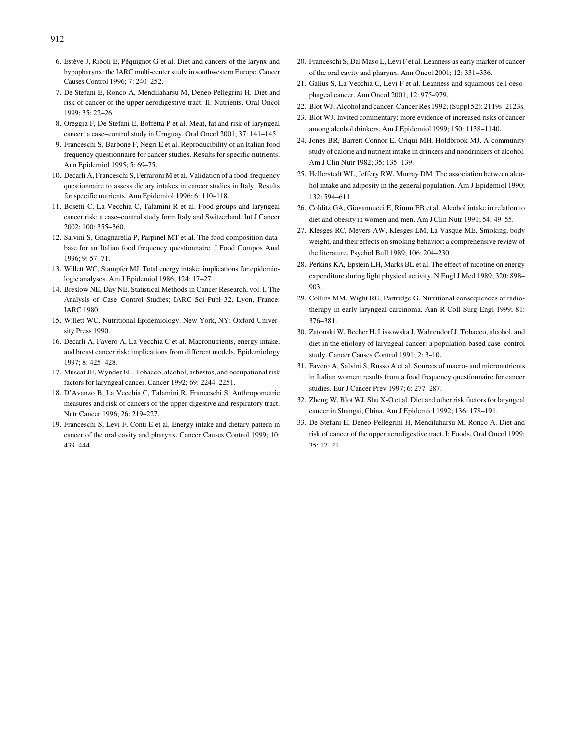6. Estève J, Riboli E, Péquignot G et al. Diet and cancers of the larynx and hypopharynx: the IARC multi-center study in southwestern Europe. Cancer Causes Control 1996; 7: 240–252.
7. De Stefani E, Ronco A, Mendilaharsu M, Deneo-Pellegrini H. Diet and risk of cancer of the upper aerodigestive tract. II: Nutrients. Oral Oncol 1999; 35: 22–26.
8. Oreggia F, De Stefani E, Boffetta P et al. Meat, fat and risk of laryngeal cancer: a case–control study in Uruguay. Oral Oncol 2001; 37: 141–145.
9. Franceschi S, Barbone F, Negri E et al. Reproducibility of an Italian food frequency questionnaire for cancer studies. Results for specific nutrients. Ann Epidemiol 1995; 5: 69–75.
10. Decarli A, Franceschi S, Ferraroni M et al. Validation of a food-frequency questionnaire to assess dietary intakes in cancer studies in Italy. Results for specific nutrients. Ann Epidemiol 1996; 6: 110–118.
11. Bosetti C, La Vecchia C, Talamini R et al. Food groups and laryngeal cancer risk: a case–control study form Italy and Switzerland. Int J Cancer 2002; 100: 355–360.
12. Salvini S, Gnagnarella P, Parpinel MT et al. The food composition database for an Italian food frequency questionnaire. J Food Compos Anal 1996; 9: 57–71.
13. Willett WC, Stampfer MJ. Total energy intake: implications for epidemiologic analyses. Am J Epidemiol 1986; 124: 17–27.
14. Breslow NE, Day NE. Statistical Methods in Cancer Research, vol. I, The Analysis of Case–Control Studies; IARC Sci Publ 32. Lyon, France: IARC 1980.
15. Willett WC. Nutritional Epidemiology. New York, NY: Oxford University Press 1990.
16. Decarli A, Favero A, La Vecchia C et al. Macronutrients, energy intake, and breast cancer risk: implications from different models. Epidemiology 1997; 8: 425–428.
17. Muscat JE, Wynder EL. Tobacco, alcohol, asbestos, and occupational risk factors for laryngeal cancer. Cancer 1992; 69: 2244–2251.
18. D'Avanzo B, La Vecchia C, Talamini R, Franceschi S. Anthropometric measures and risk of cancers of the upper digestive and respiratory tract. Nutr Cancer 1996; 26: 219–227.
19. Franceschi S, Levi F, Conti E et al. Energy intake and dietary pattern in cancer of the oral cavity and pharynx. Cancer Causes Control 1999; 10: 439–444.
20. Franceschi S, Dal Maso L, Levi F et al. Leanness as early marker of cancer of the oral cavity and pharynx. Ann Oncol 2001; 12: 331–336.
21. Gallus S, La Vecchia C, Levi F et al. Leanness and squamous cell oesophageal cancer. Ann Oncol 2001; 12: 975–979.
22. Blot WJ. Alcohol and cancer. Cancer Res 1992; (Suppl 52): 2119s–2123s.
23. Blot WJ. Invited commentary: more evidence of increased risks of cancer among alcohol drinkers. Am J Epidemiol 1999; 150: 1138–1140.
24. Jones BR, Barrett-Connor E, Criqui MH, Holdbrook MJ. A community study of calorie and nutrient intake in drinkers and nondrinkers of alcohol. Am J Clin Nutr 1982; 35: 135–139.
25. Hellerstedt WL, Jeffery RW, Murray DM. The association between alcohol intake and adiposity in the general population. Am J Epidemiol 1990; 132: 594–611.
26. Colditz GA, Giovannucci E, Rimm EB et al. Alcohol intake in relation to diet and obesity in women and men. Am J Clin Nutr 1991; 54: 49–55.
27. Klesges RC, Meyers AW, Klesges LM, La Vasque ME. Smoking, body weight, and their effects on smoking behavior: a comprehensive review of the literature. Psychol Bull 1989; 106: 204–230.
28. Perkins KA, Epstein LH, Marks BL et al. The effect of nicotine on energy expenditure during light physical activity. N Engl J Med 1989; 320: 898–903.
29. Collins MM, Wight RG, Partridge G. Nutritional consequences of radiotherapy in early laryngeal carcinoma. Ann R Coll Surg Engl 1999; 81: 376–381.
30. Zatonski W, Becher H, Lissowska J, Wahrendorf J. Tobacco, alcohol, and diet in the etiology of laryngeal cancer: a population-based case–control study. Cancer Causes Control 1991; 2: 3–10.
31. Favero A, Salvini S, Russo A et al. Sources of macro- and micronutrients in Italian women: results from a food frequency questionnaire for cancer studies. Eur J Cancer Prev 1997; 6: 277–287.
32. Zheng W, Blot WJ, Shu X-O et al. Diet and other risk factors for laryngeal cancer in Shangai, China. Am J Epidemiol 1992; 136: 178–191.
33. De Stefani E, Deneo-Pellegrini H, Mendilaharsu M, Ronco A. Diet and risk of cancer of the upper aerodigestive tract. I: Foods. Oral Oncol 1999; 35: 17–21.